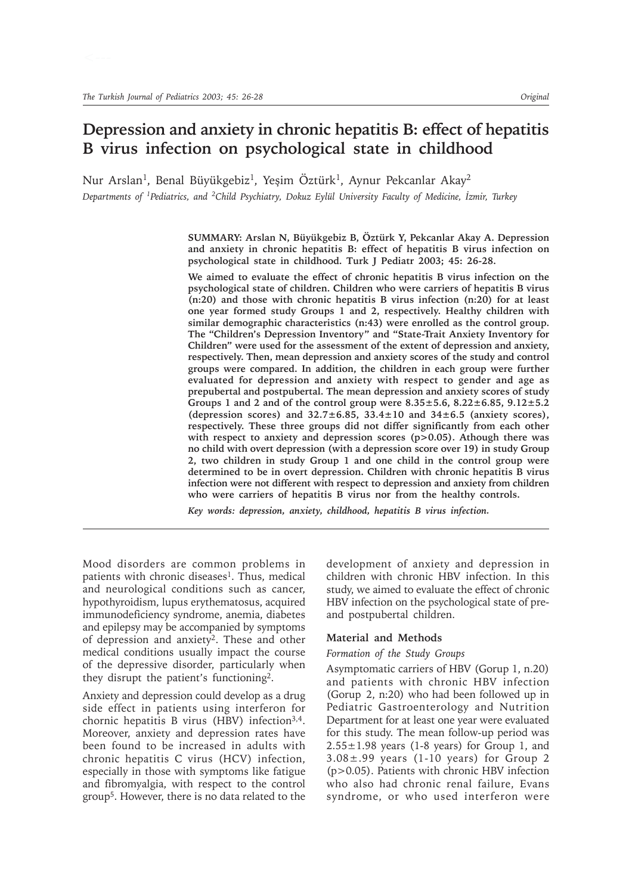# Depression and anxiety in chronic hepatitis B: effect of hepatitis B virus infection on psychological state in childhood

Nur Arslan[1], Benal Büyükgebiz[1], Yeşim Öztürk[1], Aynur Pekcanlar Akay[2]

*Departments of [1]Pediatrics, and [2]Child Psychiatry, Dokuz Eylül University Faculty of Medicine, İzmir, Turkey*

**SUMMARY: Arslan N, Büyükgebiz B, Öztürk Y, Pekcanlar Akay A. Depression and anxiety in chronic hepatitis B: effect of hepatitis B virus infection on psychological state in childhood. Turk J Pediatr 2003; 45: 26-28.**

**We aimed to evaluate the effect of chronic hepatitis B virus infection on the psychological state of children. Children who were carriers of hepatitis B virus (n:20) and those with chronic hepatitis B virus infection (n:20) for at least one year formed study Groups 1 and 2, respectively. Healthy children with similar demographic characteristics (n:43) were enrolled as the control group. The "Children's Depression Inventory" and "State-Trait Anxiety Inventory for Children" were used for the assessment of the extent of depression and anxiety, respectively. Then, mean depression and anxiety scores of the study and control groups were compared. In addition, the children in each group were further evaluated for depression and anxiety with respect to gender and age as prepubertal and postpubertal. The mean depression and anxiety scores of study Groups 1 and 2 and of the control group were 8.35±5.6, 8.22±6.85, 9.12±5.2 (depression scores) and 32.7±6.85, 33.4±10 and 34±6.5 (anxiety scores), respectively. These three groups did not differ significantly from each other with respect to anxiety and depression scores (p>0.05). Athough there was no child with overt depression (with a depression score over 19) in study Group 2, two children in study Group 1 and one child in the control group were determined to be in overt depression. Children with chronic hepatitis B virus infection were not different with respect to depression and anxiety from children who were carriers of hepatitis B virus nor from the healthy controls.**

***Key words: depression, anxiety, childhood, hepatitis B virus infection.***

Mood disorders are common problems in patients with chronic diseases[1]. Thus, medical and neurological conditions such as cancer, hypothyroidism, lupus erythematosus, acquired immunodeficiency syndrome, anemia, diabetes and epilepsy may be accompanied by symptoms of depression and anxiety[2]. These and other medical conditions usually impact the course of the depressive disorder, particularly when they disrupt the patient's functioning[2].

Anxiety and depression could develop as a drug side effect in patients using interferon for chornic hepatitis B virus (HBV) infection[3,4]. Moreover, anxiety and depression rates have been found to be increased in adults with chronic hepatitis C virus (HCV) infection, especially in those with symptoms like fatigue and fibromyalgia, with respect to the control group[5]. However, there is no data related to the development of anxiety and depression in children with chronic HBV infection. In this study, we aimed to evaluate the effect of chronic HBV infection on the psychological state of pre- and postpubertal children.

## Material and Methods

*Formation of the Study Groups*

Asymptomatic carriers of HBV (Gorup 1, n.20) and patients with chronic HBV infection (Gorup 2, n:20) who had been followed up in Pediatric Gastroenterology and Nutrition Department for at least one year were evaluated for this study. The mean follow-up period was 2.55±1.98 years (1-8 years) for Group 1, and 3.08±.99 years (1-10 years) for Group 2 (p>0.05). Patients with chronic HBV infection who also had chronic renal failure, Evans syndrome, or who used interferon were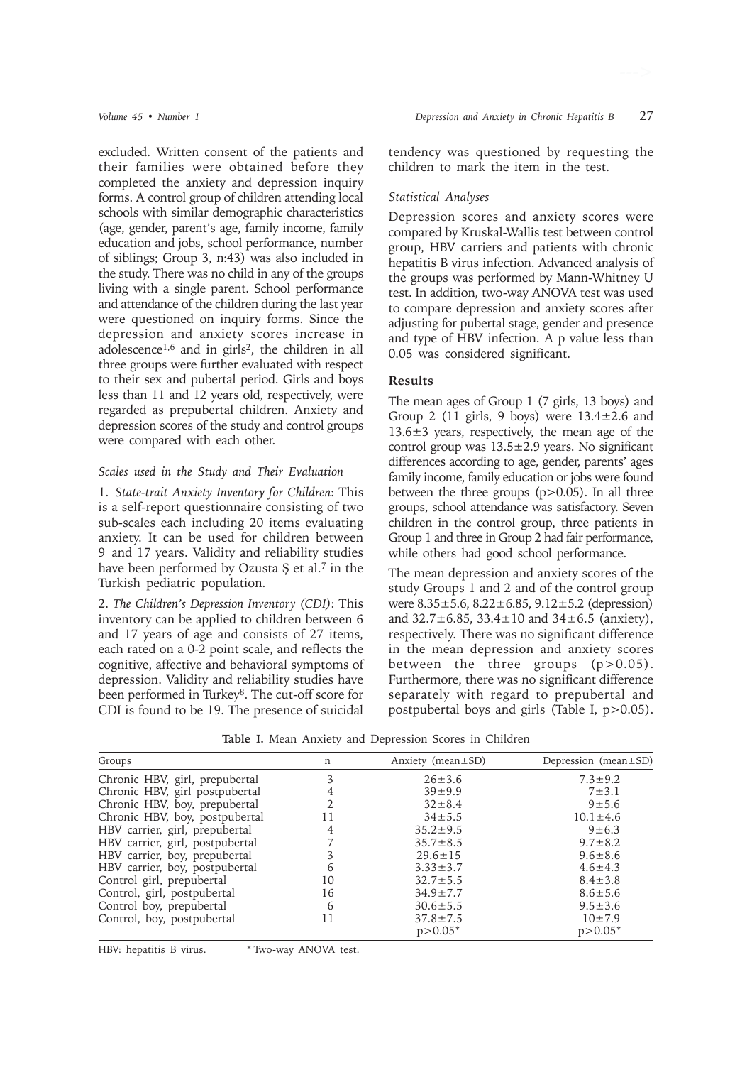excluded. Written consent of the patients and their families were obtained before they completed the anxiety and depression inquiry forms. A control group of children attending local schools with similar demographic characteristics (age, gender, parent's age, family income, family education and jobs, school performance, number of siblings; Group 3, n:43) was also included in the study. There was no child in any of the groups living with a single parent. School performance and attendance of the children during the last year were questioned on inquiry forms. Since the depression and anxiety scores increase in adolescence[1,6] and in girls[2], the children in all three groups were further evaluated with respect to their sex and pubertal period. Girls and boys less than 11 and 12 years old, respectively, were regarded as prepubertal children. Anxiety and depression scores of the study and control groups were compared with each other.

### *Scales used in the Study and Their Evaluation*

1. *State-trait Anxiety Inventory for Children*: This is a self-report questionnaire consisting of two sub-scales each including 20 items evaluating anxiety. It can be used for children between 9 and 17 years. Validity and reliability studies have been performed by Ozusta Ş et al.[7] in the Turkish pediatric population.

2. *The Children's Depression Inventory (CDI)*: This inventory can be applied to children between 6 and 17 years of age and consists of 27 items, each rated on a 0-2 point scale, and reflects the cognitive, affective and behavioral symptoms of depression. Validity and reliability studies have been performed in Turkey[8]. The cut-off score for CDI is found to be 19. The presence of suicidal tendency was questioned by requesting the children to mark the item in the test.

### *Statistical Analyses*

Depression scores and anxiety scores were compared by Kruskal-Wallis test between control group, HBV carriers and patients with chronic hepatitis B virus infection. Advanced analysis of the groups was performed by Mann-Whitney U test. In addition, two-way ANOVA test was used to compare depression and anxiety scores after adjusting for pubertal stage, gender and presence and type of HBV infection. A p value less than 0.05 was considered significant.

## Results

The mean ages of Group 1 (7 girls, 13 boys) and Group 2 (11 girls, 9 boys) were 13.4±2.6 and 13.6±3 years, respectively, the mean age of the control group was 13.5±2.9 years. No significant differences according to age, gender, parents' ages family income, family education or jobs were found between the three groups ($p>0.05$). In all three groups, school attendance was satisfactory. Seven children in the control group, three patients in Group 1 and three in Group 2 had fair performance, while others had good school performance.

The mean depression and anxiety scores of the study Groups 1 and 2 and of the control group were 8.35±5.6, 8.22±6.85, 9.12±5.2 (depression) and 32.7±6.85, 33.4±10 and 34±6.5 (anxiety), respectively. There was no significant difference in the mean depression and anxiety scores between the three groups ($p>0.05$). Furthermore, there was no significant difference separately with regard to prepubertal and postpubertal boys and girls (Table I, $p>0.05$).

**Table I.** Mean Anxiety and Depression Scores in Children

| Groups | n | Anxiety (mean±SD) | Depression (mean±SD) |
|---|---|---|---|
| Chronic HBV, girl, prepubertal | 3 | 26±3.6 | 7.3±9.2 |
| Chronic HBV, girl postpubertal | 4 | 39±9.9 | 7±3.1 |
| Chronic HBV, boy, prepubertal | 2 | 32±8.4 | 9±5.6 |
| Chronic HBV, boy, postpubertal | 11 | 34±5.5 | 10.1±4.6 |
| HBV carrier, girl, prepubertal | 4 | 35.2±9.5 | 9±6.3 |
| HBV carrier, girl, postpubertal | 7 | 35.7±8.5 | 9.7±8.2 |
| HBV carrier, boy, prepubertal | 3 | 29.6±15 | 9.6±8.6 |
| HBV carrier, boy, postpubertal | 6 | 3.33±3.7 | 4.6±4.3 |
| Control girl, prepubertal | 10 | 32.7±5.5 | 8.4±3.8 |
| Control, girl, postpubertal | 16 | 34.9±7.7 | 8.6±5.6 |
| Control boy, prepubertal | 6 | 30.6±5.5 | 9.5±3.6 |
| Control, boy, postpubertal | 11 | 37.8±7.5 | 10±7.9 |
| | | $p>0.05$* | $p>0.05$* |

HBV: hepatitis B virus. * Two-way ANOVA test.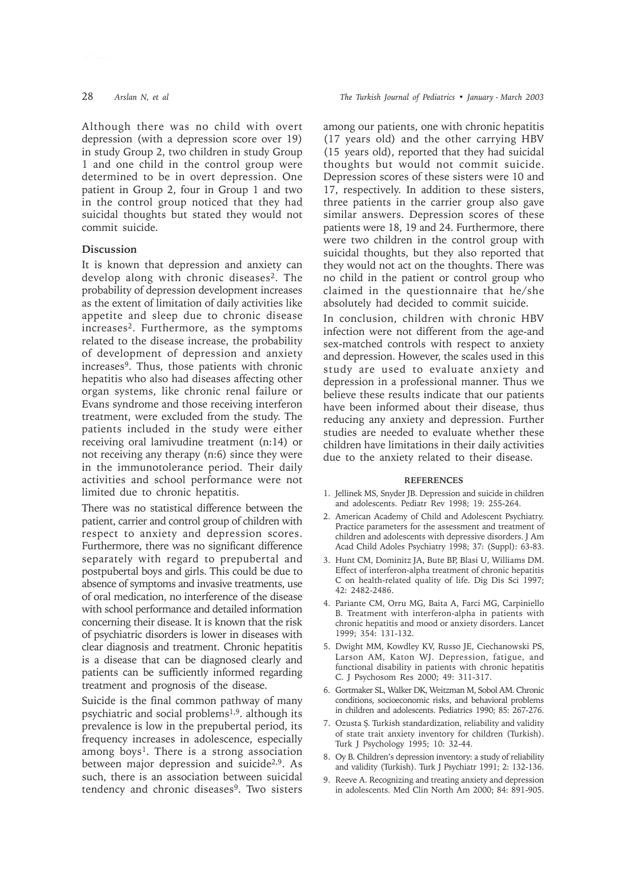Although there was no child with overt depression (with a depression score over 19) in study Group 2, two children in study Group 1 and one child in the control group were determined to be in overt depression. One patient in Group 2, four in Group 1 and two in the control group noticed that they had suicidal thoughts but stated they would not commit suicide.

## Discussion

It is known that depression and anxiety can develop along with chronic diseases[2]. The probability of depression development increases as the extent of limitation of daily activities like appetite and sleep due to chronic disease increases[2]. Furthermore, as the symptoms related to the disease increase, the probability of development of depression and anxiety increases[9]. Thus, those patients with chronic hepatitis who also had diseases affecting other organ systems, like chronic renal failure or Evans syndrome and those receiving interferon treatment, were excluded from the study. The patients included in the study were either receiving oral lamivudine treatment (n:14) or not receiving any therapy (n:6) since they were in the immunotolerance period. Their daily activities and school performance were not limited due to chronic hepatitis.

There was no statistical difference between the patient, carrier and control group of children with respect to anxiety and depression scores. Furthermore, there was no significant difference separately with regard to prepubertal and postpubertal boys and girls. This could be due to absence of symptoms and invasive treatments, use of oral medication, no interference of the disease with school performance and detailed information concerning their disease. It is known that the risk of psychiatric disorders is lower in diseases with clear diagnosis and treatment. Chronic hepatitis is a disease that can be diagnosed clearly and patients can be sufficiently informed regarding treatment and prognosis of the disease.

Suicide is the final common pathway of many psychiatric and social problems[1,9]. although its prevalence is low in the prepubertal period, its frequency increases in adolescence, especially among boys[1]. There is a strong association between major depression and suicide[2,9]. As such, there is an association between suicidal tendency and chronic diseases[9]. Two sisters among our patients, one with chronic hepatitis (17 years old) and the other carrying HBV (15 years old), reported that they had suicidal thoughts but would not commit suicide. Depression scores of these sisters were 10 and 17, respectively. In addition to these sisters, three patients in the carrier group also gave similar answers. Depression scores of these patients were 18, 19 and 24. Furthermore, there were two children in the control group with suicidal thoughts, but they also reported that they would not act on the thoughts. There was no child in the patient or control group who claimed in the questionnaire that he/she absolutely had decided to commit suicide.

In conclusion, children with chronic HBV infection were not different from the age-and sex-matched controls with respect to anxiety and depression. However, the scales used in this study are used to evaluate anxiety and depression in a professional manner. Thus we believe these results indicate that our patients have been informed about their disease, thus reducing any anxiety and depression. Further studies are needed to evaluate whether these children have limitations in their daily activities due to the anxiety related to their disease.

## REFERENCES

1. Jellinek MS, Snyder JB. Depression and suicide in children and adolescents. Pediatr Rev 1998; 19: 255-264.
2. American Academy of Child and Adolescent Psychiatry. Practice parameters for the assessment and treatment of children and adolescents with depressive disorders. J Am Acad Child Adoles Psychiatry 1998; 37: (Suppl): 63-83.
3. Hunt CM, Dominitz JA, Bute BP, Blasi U, Williams DM. Effect of interferon-alpha treatment of chronic hepatitis C on health-related quality of life. Dig Dis Sci 1997; 42: 2482-2486.
4. Pariante CM, Orru MG, Baita A, Farci MG, Carpiniello B. Treatment with interferon-alpha in patients with chronic hepatitis and mood or anxiety disorders. Lancet 1999; 354: 131-132.
5. Dwight MM, Kowdley KV, Russo JE, Ciechanowski PS, Larson AM, Katon WJ. Depression, fatigue, and functional disability in patients with chronic hepatitis C. J Psychosom Res 2000; 49: 311-317.
6. Gortmaker SL, Walker DK, Weitzman M, Sobol AM. Chronic conditions, socioeconomic risks, and behavioral problems in children and adolescents. Pediatrics 1990; 85: 267-276.
7. Ozusta Ş. Turkish standardization, reliability and validity of state trait anxiety inventory for children (Turkish). Turk J Psychology 1995; 10: 32-44.
8. Oy B. Children's depression inventory: a study of reliability and validity (Turkish). Turk J Psychiatr 1991; 2: 132-136.
9. Reeve A. Recognizing and treating anxiety and depression in adolescents. Med Clin North Am 2000; 84: 891-905.